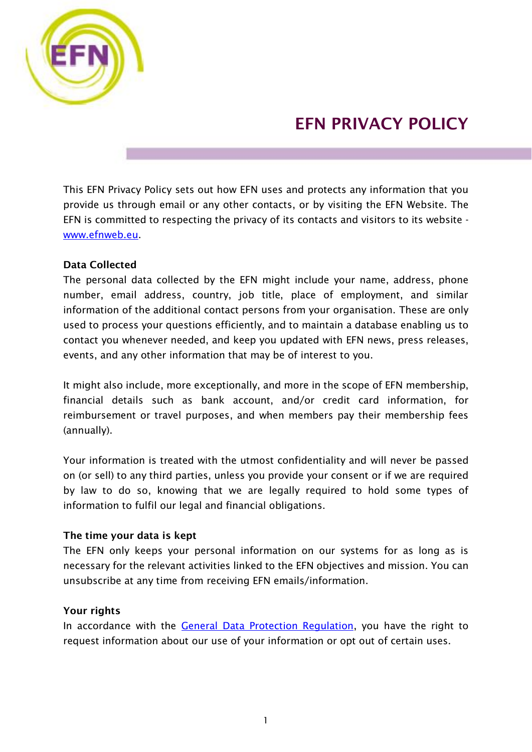# EFN PRIVACY POLICY

This EFN Privacy Policy sets out how EFN uses and protects any information that you provide us through email or any other contacts, or by visiting the EFN Website. The EFN is committed to respecting the privacy of its contacts and visitors to its website - [www.efnweb.eu](http://www.efnweb.eu).

**Data Collected**

The personal data collected by the EFN might include your name, address, phone number, email address, country, job title, place of employment, and similar information of the additional contact persons from your organisation. These are only used to process your questions efficiently, and to maintain a database enabling us to contact you whenever needed, and keep you updated with EFN news, press releases, events, and any other information that may be of interest to you.

It might also include, more exceptionally, and more in the scope of EFN membership, financial details such as bank account, and/or credit card information, for reimbursement or travel purposes, and when members pay their membership fees (annually).

Your information is treated with the utmost confidentiality and will never be passed on (or sell) to any third parties, unless you provide your consent or if we are required by law to do so, knowing that we are legally required to hold some types of information to fulfil our legal and financial obligations.

**The time your data is kept**

The EFN only keeps your personal information on our systems for as long as is necessary for the relevant activities linked to the EFN objectives and mission. You can unsubscribe at any time from receiving EFN emails/information.

**Your rights**

In accordance with the General Data Protection Regulation, you have the right to request information about our use of your information or opt out of certain uses.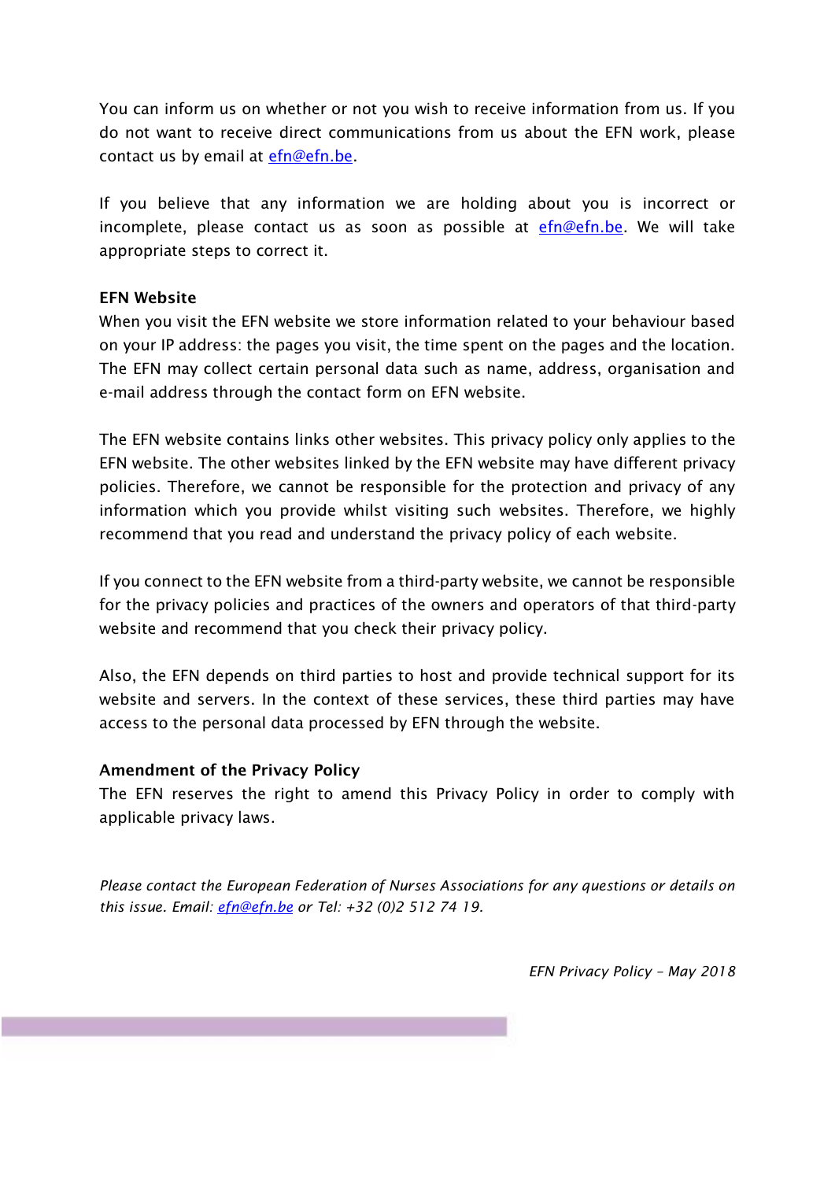You can inform us on whether or not you wish to receive information from us. If you do not want to receive direct communications from us about the EFN work, please contact us by email at efn@efn.be.

If you believe that any information we are holding about you is incorrect or incomplete, please contact us as soon as possible at efn@efn.be. We will take appropriate steps to correct it.

**EFN Website**

When you visit the EFN website we store information related to your behaviour based on your IP address: the pages you visit, the time spent on the pages and the location. The EFN may collect certain personal data such as name, address, organisation and e-mail address through the contact form on EFN website.

The EFN website contains links other websites. This privacy policy only applies to the EFN website. The other websites linked by the EFN website may have different privacy policies. Therefore, we cannot be responsible for the protection and privacy of any information which you provide whilst visiting such websites. Therefore, we highly recommend that you read and understand the privacy policy of each website.

If you connect to the EFN website from a third-party website, we cannot be responsible for the privacy policies and practices of the owners and operators of that third-party website and recommend that you check their privacy policy.

Also, the EFN depends on third parties to host and provide technical support for its website and servers. In the context of these services, these third parties may have access to the personal data processed by EFN through the website.

**Amendment of the Privacy Policy**

The EFN reserves the right to amend this Privacy Policy in order to comply with applicable privacy laws.

*Please contact the European Federation of Nurses Associations for any questions or details on this issue. Email: efn@efn.be or Tel: +32 (0)2 512 74 19.*

*EFN Privacy Policy – May 2018*